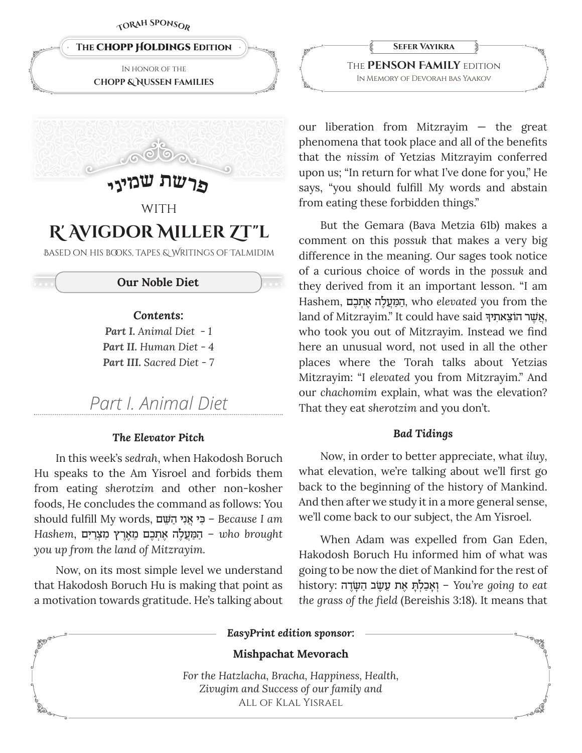TORAH SPONSOR

**The CHOPP HOLDINGS Edition**

In honor of the **CHOPP & NUSSEN FAMILIES**

**Sefer Vayikra**

The **PENSON FAMILY** edition

In Memory of Devorah bas Yaakov

# פרשת שמיני

WITH

# R' AVIGDOR MILLER ZT"L

BASED ON HIS BOOKS, TAPES & WRITINGS OF TALMIDIM

## Our Noble Diet

***Contents:***

***Part I.*** *Animal Diet* - 1

***Part II.*** *Human Diet* - 4

***Part III.*** *Sacred Diet* - 7

## *Part I. Animal Diet*

### *The Elevator Pitch*

In this week's *sedrah*, when Hakodosh Boruch Hu speaks to the Am Yisroel and forbids them from eating *sherotzim* and other non-kosher foods, He concludes the command as follows: You should fulfill My words, כִּי אֲנִי הַשֵּׁם – *Because I am Hashem*, הַמַּעֲלֶה אֶתְכֶם מֵאֶרֶץ מִצְרַיִם – *who brought you up from the land of Mitzrayim.*

Now, on its most simple level we understand that Hakodosh Boruch Hu is making that point as a motivation towards gratitude. He's talking about our liberation from Mitzrayim — the great phenomena that took place and all of the benefits that the *nissim* of Yetzias Mitzrayim conferred upon us; "In return for what I've done for you," He says, "you should fulfill My words and abstain from eating these forbidden things."

But the Gemara (Bava Metzia 61b) makes a comment on this *possuk* that makes a very big difference in the meaning. Our sages took notice of a curious choice of words in the *possuk* and they derived from it an important lesson. "I am Hashem, הַמַּעֲלֶה אֶתְכֶם, who *elevated* you from the land of Mitzrayim." It could have said אֲשֶׁר הוֹצֵאתִיךָ, who took you out of Mitzrayim. Instead we find here an unusual word, not used in all the other places where the Torah talks about Yetzias Mitzrayim: "I *elevated* you from Mitzrayim." And our *chachomim* explain, what was the elevation? That they eat *sherotzim* and you don't.

### *Bad Tidings*

Now, in order to better appreciate, what *iluy*, what elevation, we're talking about we'll first go back to the beginning of the history of Mankind. And then after we study it in a more general sense, we'll come back to our subject, the Am Yisroel.

When Adam was expelled from Gan Eden, Hakodosh Boruch Hu informed him of what was going to be now the diet of Mankind for the rest of history: וְאָכַלְתָּ אֶת עֵשֶׂב הַשָּׂדֶה – *You're going to eat the grass of the field* (Bereishis 3:18). It means that

***EasyPrint edition sponsor:***

**Mishpachat Mevorach**

*For the Hatzlacha, Bracha, Happiness, Health, Zivugim and Success of our family and* All of Klal Yisrael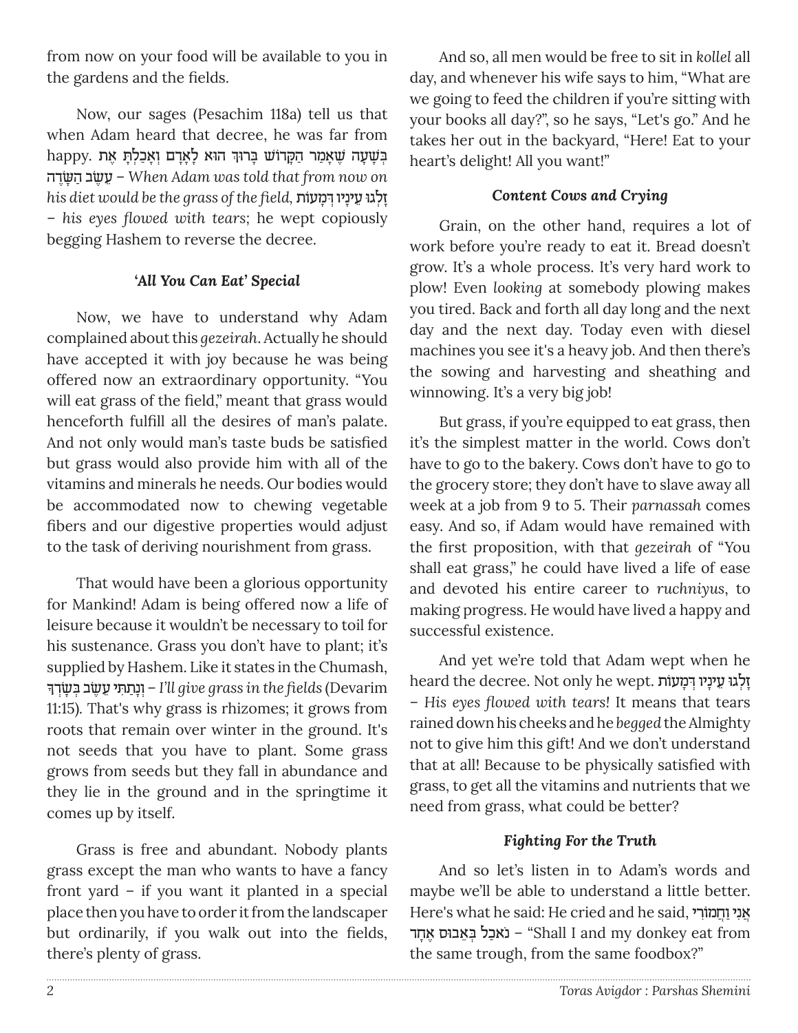from now on your food will be available to you in the gardens and the fields.

Now, our sages (Pesachim 118a) tell us that when Adam heard that decree, he was far from happy. בְּשָׁעָה שֶׁאָמַר הַקָּדוֹשׁ בָּרוּךְ הוּא לְאָדָם וְאָכַלְתָּ אֶת עֵשֶׂב הַשָּׂדֶה – *When Adam was told that from now on his diet would be the grass of the field,* זָלְגוּ עֵינָיו דְּמָעוֹת – *his eyes flowed with tears*; he wept copiously begging Hashem to reverse the decree.

### *'All You Can Eat' Special*

Now, we have to understand why Adam complained about this *gezeirah*. Actually he should have accepted it with joy because he was being offered now an extraordinary opportunity. "You will eat grass of the field," meant that grass would henceforth fulfill all the desires of man's palate. And not only would man's taste buds be satisfied but grass would also provide him with all of the vitamins and minerals he needs. Our bodies would be accommodated now to chewing vegetable fibers and our digestive properties would adjust to the task of deriving nourishment from grass.

That would have been a glorious opportunity for Mankind! Adam is being offered now a life of leisure because it wouldn't be necessary to toil for his sustenance. Grass you don't have to plant; it's supplied by Hashem. Like it states in the Chumash, וְנָתַתִּי עֵשֶׂב בְּשָׂדְךָ – *I'll give grass in the fields* (Devarim 11:15). That's why grass is rhizomes; it grows from roots that remain over winter in the ground. It's not seeds that you have to plant. Some grass grows from seeds but they fall in abundance and they lie in the ground and in the springtime it comes up by itself.

Grass is free and abundant. Nobody plants grass except the man who wants to have a fancy front yard – if you want it planted in a special place then you have to order it from the landscaper but ordinarily, if you walk out into the fields, there's plenty of grass.

And so, all men would be free to sit in *kollel* all day, and whenever his wife says to him, "What are we going to feed the children if you're sitting with your books all day?", so he says, "Let's go." And he takes her out in the backyard, "Here! Eat to your heart's delight! All you want!"

### *Content Cows and Crying*

Grain, on the other hand, requires a lot of work before you're ready to eat it. Bread doesn't grow. It's a whole process. It's very hard work to plow! Even *looking* at somebody plowing makes you tired. Back and forth all day long and the next day and the next day. Today even with diesel machines you see it's a heavy job. And then there's the sowing and harvesting and sheathing and winnowing. It's a very big job!

But grass, if you're equipped to eat grass, then it's the simplest matter in the world. Cows don't have to go to the bakery. Cows don't have to go to the grocery store; they don't have to slave away all week at a job from 9 to 5. Their *parnassah* comes easy. And so, if Adam would have remained with the first proposition, with that *gezeirah* of "You shall eat grass," he could have lived a life of ease and devoted his entire career to *ruchniyus*, to making progress. He would have lived a happy and successful existence.

And yet we're told that Adam wept when he heard the decree. Not only he wept. זָלְגוּ עֵינָיו דְּמָעוֹת – *His eyes flowed with tears!* It means that tears rained down his cheeks and he *begged* the Almighty not to give him this gift! And we don't understand that at all! Because to be physically satisfied with grass, to get all the vitamins and nutrients that we need from grass, what could be better?

### *Fighting For the Truth*

And so let's listen in to Adam's words and maybe we'll be able to understand a little better. Here's what he said: He cried and he said, אֲנִי וַחֲמוֹרִי נֹאכַל בְּאֵבוּס אֶחָד – "Shall I and my donkey eat from the same trough, from the same foodbox?"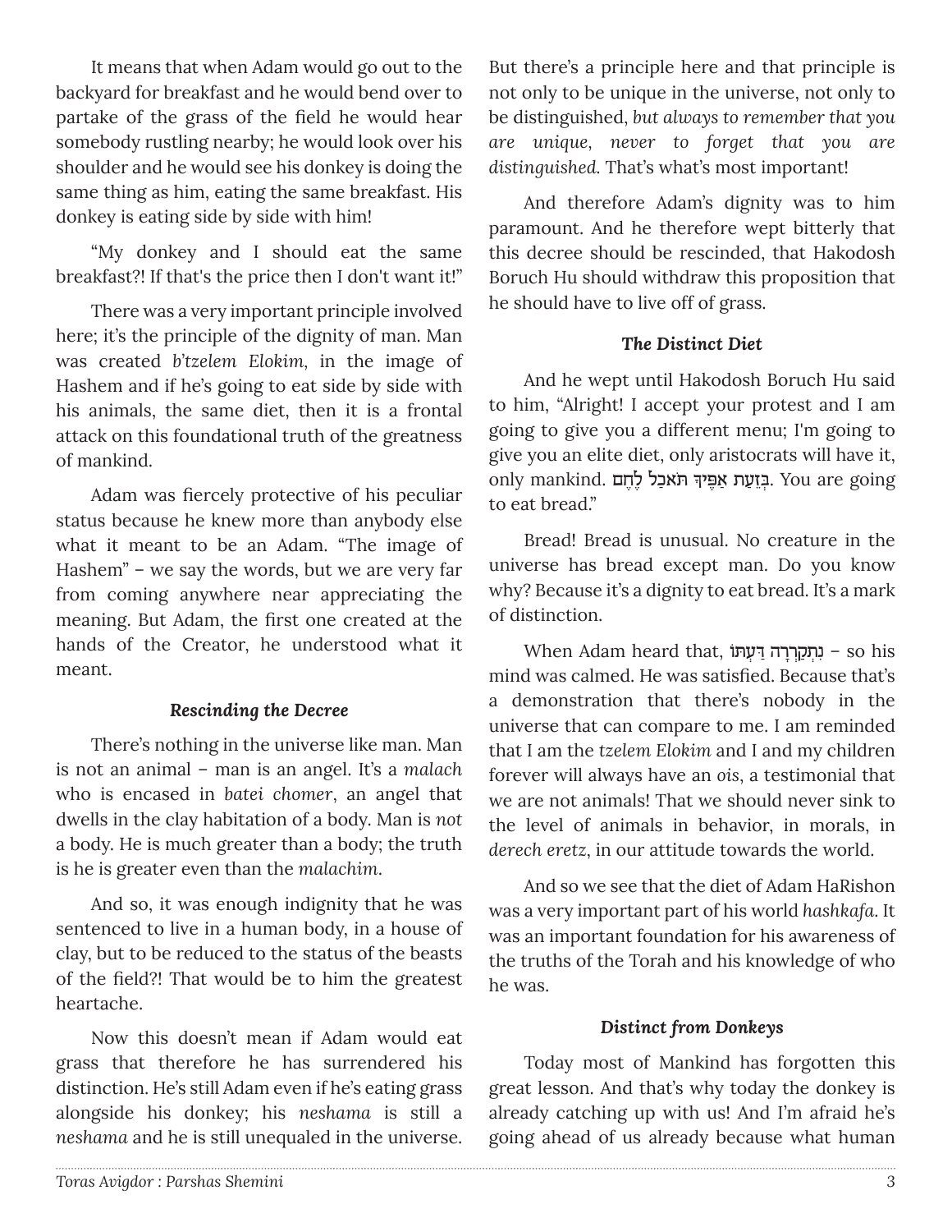It means that when Adam would go out to the backyard for breakfast and he would bend over to partake of the grass of the field he would hear somebody rustling nearby; he would look over his shoulder and he would see his donkey is doing the same thing as him, eating the same breakfast. His donkey is eating side by side with him!

"My donkey and I should eat the same breakfast?! If that's the price then I don't want it!"

There was a very important principle involved here; it's the principle of the dignity of man. Man was created *b'tzelem Elokim*, in the image of Hashem and if he's going to eat side by side with his animals, the same diet, then it is a frontal attack on this foundational truth of the greatness of mankind.

Adam was fiercely protective of his peculiar status because he knew more than anybody else what it meant to be an Adam. "The image of Hashem" – we say the words, but we are very far from coming anywhere near appreciating the meaning. But Adam, the first one created at the hands of the Creator, he understood what it meant.

### *Rescinding the Decree*

There's nothing in the universe like man. Man is not an animal – man is an angel. It's a *malach* who is encased in *batei chomer*, an angel that dwells in the clay habitation of a body. Man is *not* a body. He is much greater than a body; the truth is he is greater even than the *malachim*.

And so, it was enough indignity that he was sentenced to live in a human body, in a house of clay, but to be reduced to the status of the beasts of the field?! That would be to him the greatest heartache.

Now this doesn't mean if Adam would eat grass that therefore he has surrendered his distinction. He's still Adam even if he's eating grass alongside his donkey; his *neshama* is still a *neshama* and he is still unequaled in the universe. But there's a principle here and that principle is not only to be unique in the universe, not only to be distinguished, *but always to remember that you are unique, never to forget that you are distinguished.* That's what's most important!

And therefore Adam's dignity was to him paramount. And he therefore wept bitterly that this decree should be rescinded, that Hakodosh Boruch Hu should withdraw this proposition that he should have to live off of grass.

### *The Distinct Diet*

And he wept until Hakodosh Boruch Hu said to him, "Alright! I accept your protest and I am going to give you a different menu; I'm going to give you an elite diet, only aristocrats will have it, only mankind. בְּזֵעַת אַפֶּיךָ תֹּאכַל לֶחֶם. You are going to eat bread."

Bread! Bread is unusual. No creature in the universe has bread except man. Do you know why? Because it's a dignity to eat bread. It's a mark of distinction.

When Adam heard that, נִתְקָרְרָה דַּעְתּוֹ – so his mind was calmed. He was satisfied. Because that's a demonstration that there's nobody in the universe that can compare to me. I am reminded that I am the *tzelem Elokim* and I and my children forever will always have an *ois*, a testimonial that we are not animals! That we should never sink to the level of animals in behavior, in morals, in *derech eretz*, in our attitude towards the world.

And so we see that the diet of Adam HaRishon was a very important part of his world *hashkafa*. It was an important foundation for his awareness of the truths of the Torah and his knowledge of who he was.

### *Distinct from Donkeys*

Today most of Mankind has forgotten this great lesson. And that's why today the donkey is already catching up with us! And I'm afraid he's going ahead of us already because what human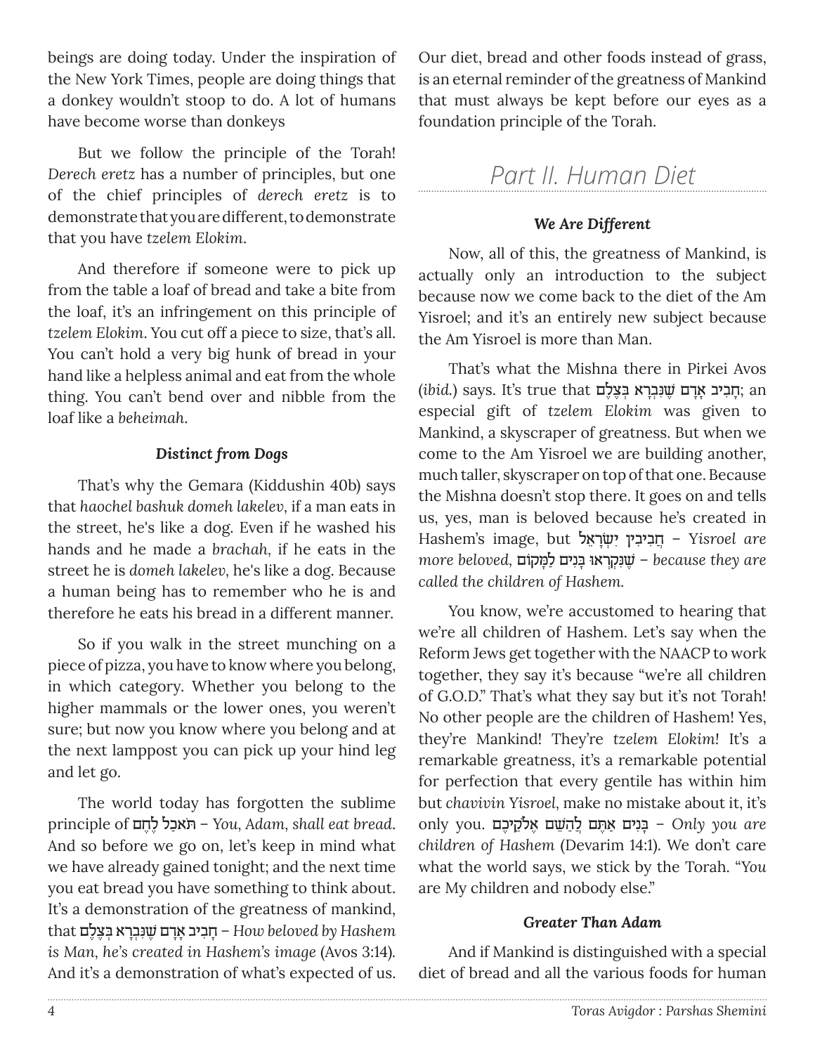beings are doing today. Under the inspiration of the New York Times, people are doing things that a donkey wouldn't stoop to do. A lot of humans have become worse than donkeys

But we follow the principle of the Torah! *Derech eretz* has a number of principles, but one of the chief principles of *derech eretz* is to demonstrate that you are different, to demonstrate that you have *tzelem Elokim*.

And therefore if someone were to pick up from the table a loaf of bread and take a bite from the loaf, it's an infringement on this principle of *tzelem Elokim*. You cut off a piece to size, that's all. You can't hold a very big hunk of bread in your hand like a helpless animal and eat from the whole thing. You can't bend over and nibble from the loaf like a *beheimah*.

### *Distinct from Dogs*

That's why the Gemara (Kiddushin 40b) says that *haochel bashuk domeh lakelev*, if a man eats in the street, he's like a dog. Even if he washed his hands and he made a *brachah*, if he eats in the street he is *domeh lakelev*, he's like a dog. Because a human being has to remember who he is and therefore he eats his bread in a different manner.

So if you walk in the street munching on a piece of pizza, you have to know where you belong, in which category. Whether you belong to the higher mammals or the lower ones, you weren't sure; but now you know where you belong and at the next lamppost you can pick up your hind leg and let go.

The world today has forgotten the sublime principle of תֹּאכַל לֶחֶם – *You, Adam, shall eat bread*. And so before we go on, let's keep in mind what we have already gained tonight; and the next time you eat bread you have something to think about. It's a demonstration of the greatness of mankind, that חָבִיב אָדָם שֶׁנִּבְרָא בְּצֶלֶם – *How beloved by Hashem is Man, he's created in Hashem's image* (Avos 3:14). And it's a demonstration of what's expected of us. Our diet, bread and other foods instead of grass, is an eternal reminder of the greatness of Mankind that must always be kept before our eyes as a foundation principle of the Torah.

## *Part II. Human Diet*

### *We Are Different*

Now, all of this, the greatness of Mankind, is actually only an introduction to the subject because now we come back to the diet of the Am Yisroel; and it's an entirely new subject because the Am Yisroel is more than Man.

That's what the Mishna there in Pirkei Avos (*ibid.*) says. It's true that חָבִיב אָדָם שֶׁנִּבְרָא בְּצֶלֶם; an especial gift of *tzelem Elokim* was given to Mankind, a skyscraper of greatness. But when we come to the Am Yisroel we are building another, much taller, skyscraper on top of that one. Because the Mishna doesn't stop there. It goes on and tells us, yes, man is beloved because he's created in Hashem's image, but חֲבִיבִין יִשְׂרָאֵל – *Yisroel are more beloved*, שֶׁנִּקְרְאוּ בָנִים לַמָּקוֹם – *because they are called the children of Hashem.*

You know, we're accustomed to hearing that we're all children of Hashem. Let's say when the Reform Jews get together with the NAACP to work together, they say it's because "we're all children of G.O.D." That's what they say but it's not Torah! No other people are the children of Hashem! Yes, they're Mankind! They're *tzelem Elokim*! It's a remarkable greatness, it's a remarkable potential for perfection that every gentile has within him but *chavivin Yisroel*, make no mistake about it, it's only you. בָּנִים אַתֶּם לַהַשֵּׁם אֱלֹקֵיכֶם – *Only you are children of Hashem* (Devarim 14:1). We don't care what the world says, we stick by the Torah. "*You* are My children and nobody else."

### *Greater Than Adam*

And if Mankind is distinguished with a special diet of bread and all the various foods for human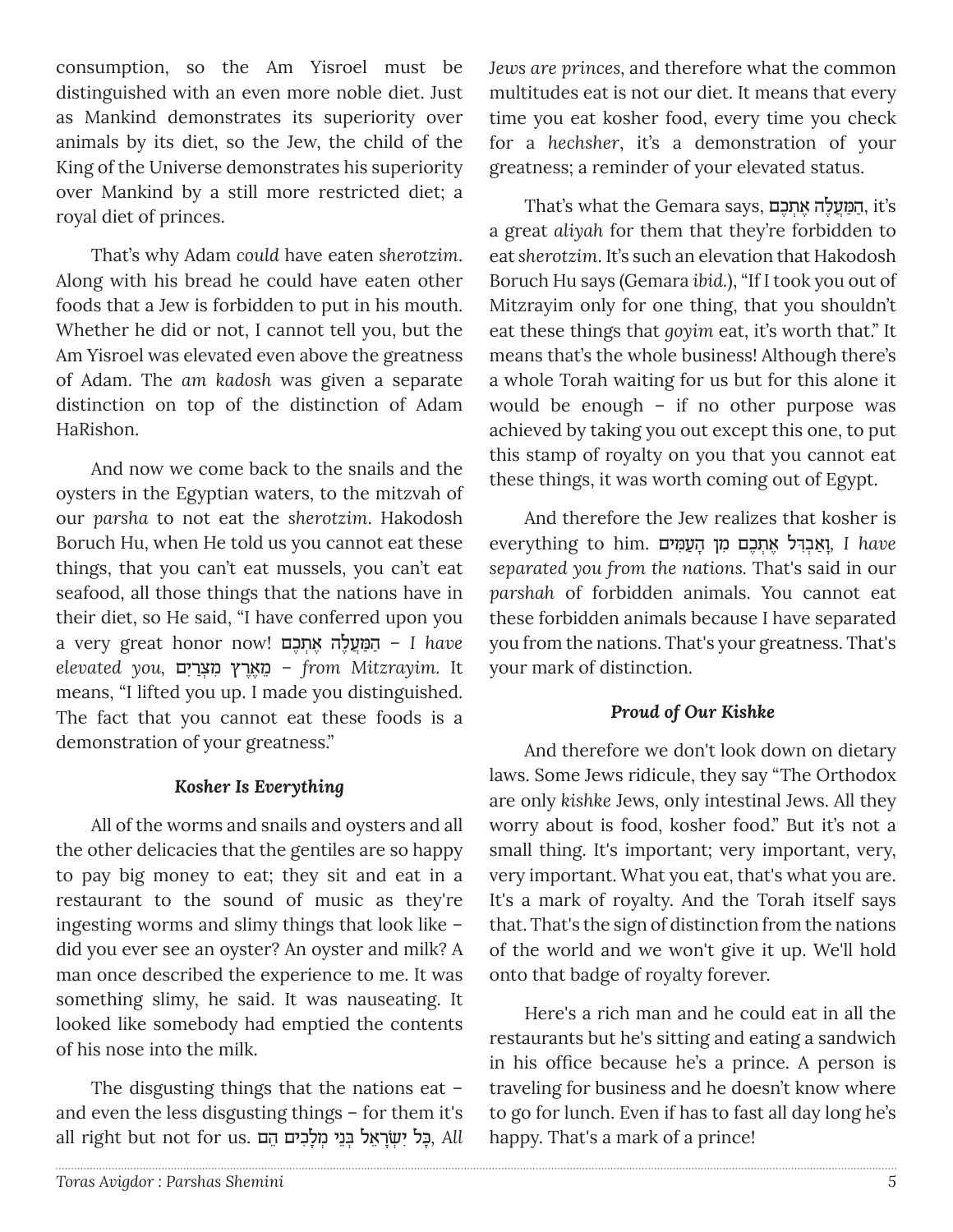consumption, so the Am Yisroel must be distinguished with an even more noble diet. Just as Mankind demonstrates its superiority over animals by its diet, so the Jew, the child of the King of the Universe demonstrates his superiority over Mankind by a still more restricted diet; a royal diet of princes.

That's why Adam *could* have eaten *sherotzim*. Along with his bread he could have eaten other foods that a Jew is forbidden to put in his mouth. Whether he did or not, I cannot tell you, but the Am Yisroel was elevated even above the greatness of Adam. The *am kadosh* was given a separate distinction on top of the distinction of Adam HaRishon.

And now we come back to the snails and the oysters in the Egyptian waters, to the mitzvah of our *parsha* to not eat the *sherotzim*. Hakodosh Boruch Hu, when He told us you cannot eat these things, that you can't eat mussels, you can't eat seafood, all those things that the nations have in their diet, so He said, "I have conferred upon you a very great honor now! הַמַּעֲלֶה אֶתְכֶם – *I have elevated you,* מֵאֶרֶץ מִצְרַיִם – *from Mitzrayim.* It means, "I lifted you up. I made you distinguished. The fact that you cannot eat these foods is a demonstration of your greatness."

### *Kosher Is Everything*

All of the worms and snails and oysters and all the other delicacies that the gentiles are so happy to pay big money to eat; they sit and eat in a restaurant to the sound of music as they're ingesting worms and slimy things that look like – did you ever see an oyster? An oyster and milk? A man once described the experience to me. It was something slimy, he said. It was nauseating. It looked like somebody had emptied the contents of his nose into the milk.

The disgusting things that the nations eat – and even the less disgusting things – for them it's all right but not for us. כָּל יִשְׂרָאֵל בְּנֵי מְלָכִים הֵם, *All Jews are princes*, and therefore what the common multitudes eat is not our diet. It means that every time you eat kosher food, every time you check for a *hechsher*, it's a demonstration of your greatness; a reminder of your elevated status.

That's what the Gemara says, הַמַּעֲלֶה אֶתְכֶם, it's a great *aliyah* for them that they're forbidden to eat *sherotzim*. It's such an elevation that Hakodosh Boruch Hu says (Gemara *ibid.*), "If I took you out of Mitzrayim only for one thing, that you shouldn't eat these things that *goyim* eat, it's worth that." It means that's the whole business! Although there's a whole Torah waiting for us but for this alone it would be enough – if no other purpose was achieved by taking you out except this one, to put this stamp of royalty on you that you cannot eat these things, it was worth coming out of Egypt.

And therefore the Jew realizes that kosher is everything to him. וָאַבְדִּל אֶתְכֶם מִן הָעַמִּים, *I have separated you from the nations.* That's said in our *parshah* of forbidden animals. You cannot eat these forbidden animals because I have separated you from the nations. That's your greatness. That's your mark of distinction.

### *Proud of Our Kishke*

And therefore we don't look down on dietary laws. Some Jews ridicule, they say "The Orthodox are only *kishke* Jews, only intestinal Jews. All they worry about is food, kosher food." But it's not a small thing. It's important; very important, very, very important. What you eat, that's what you are. It's a mark of royalty. And the Torah itself says that. That's the sign of distinction from the nations of the world and we won't give it up. We'll hold onto that badge of royalty forever.

Here's a rich man and he could eat in all the restaurants but he's sitting and eating a sandwich in his office because he's a prince. A person is traveling for business and he doesn't know where to go for lunch. Even if has to fast all day long he's happy. That's a mark of a prince!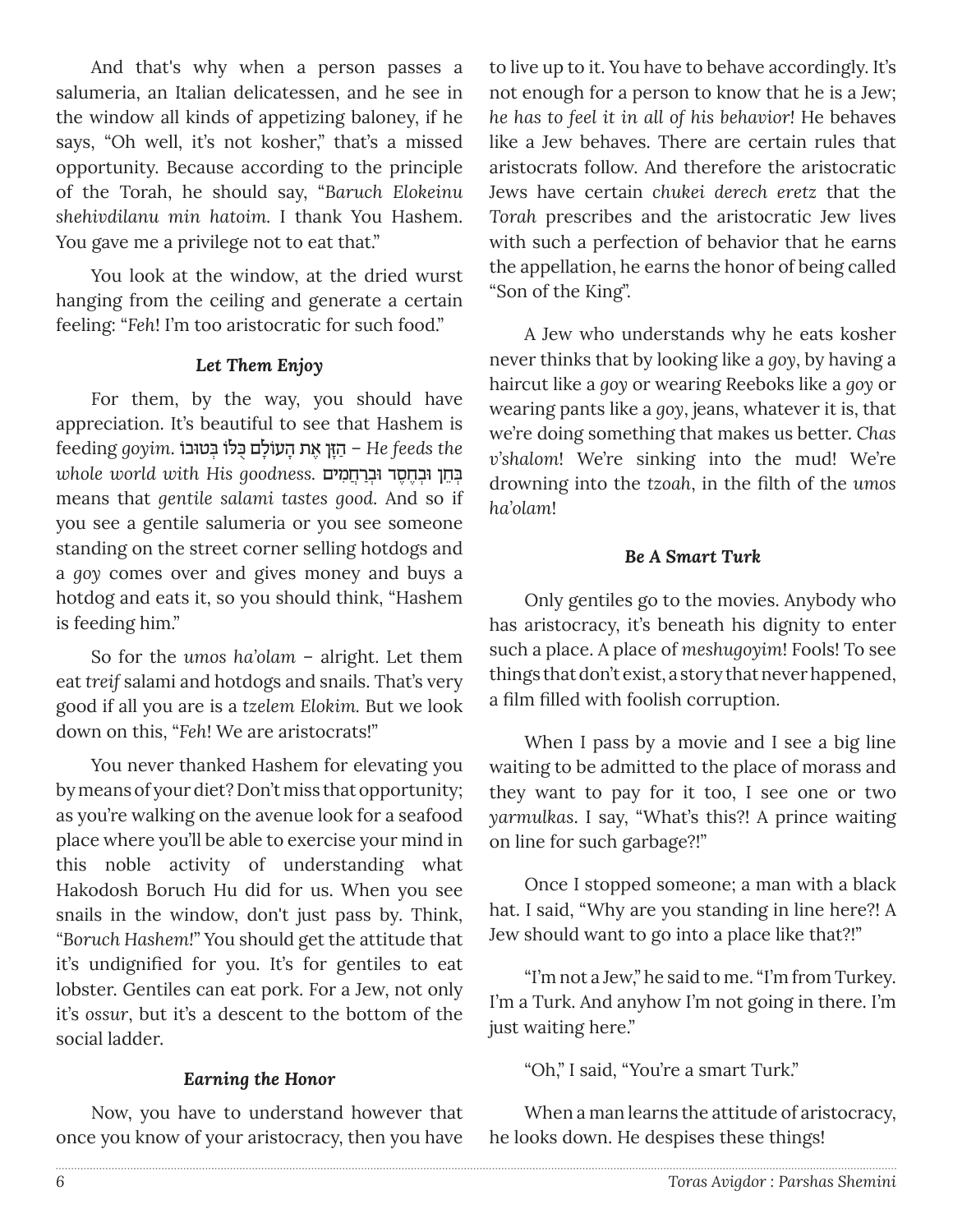And that's why when a person passes a salumeria, an Italian delicatessen, and he see in the window all kinds of appetizing baloney, if he says, "Oh well, it's not kosher," that's a missed opportunity. Because according to the principle of the Torah, he should say, "*Baruch Elokeinu shehivdilanu min hatoim*. I thank You Hashem. You gave me a privilege not to eat that."

You look at the window, at the dried wurst hanging from the ceiling and generate a certain feeling: "*Feh*! I'm too aristocratic for such food."

### *Let Them Enjoy*

For them, by the way, you should have appreciation. It's beautiful to see that Hashem is feeding *goyim*. הַזָּן אֶת הָעוֹלָם כֻּלּוֹ בְּטוּבוֹ – *He feeds the whole world with His goodness*. בְּחֵן וּבְחֶסֶד וּבְרַחֲמִים means that *gentile salami tastes good*. And so if you see a gentile salumeria or you see someone standing on the street corner selling hotdogs and a *goy* comes over and gives money and buys a hotdog and eats it, so you should think, "Hashem is feeding him."

So for the *umos ha'olam* – alright. Let them eat *treif* salami and hotdogs and snails. That's very good if all you are is a *tzelem Elokim*. But we look down on this, "*Feh*! We are aristocrats!"

You never thanked Hashem for elevating you by means of your diet? Don't miss that opportunity; as you're walking on the avenue look for a seafood place where you'll be able to exercise your mind in this noble activity of understanding what Hakodosh Boruch Hu did for us. When you see snails in the window, don't just pass by. Think, "*Boruch Hashem!*" You should get the attitude that it's undignified for you. It's for gentiles to eat lobster. Gentiles can eat pork. For a Jew, not only it's *ossur*, but it's a descent to the bottom of the social ladder.

### *Earning the Honor*

Now, you have to understand however that once you know of your aristocracy, then you have to live up to it. You have to behave accordingly. It's not enough for a person to know that he is a Jew; *he has to feel it in all of his behavior*! He behaves like a Jew behaves. There are certain rules that aristocrats follow. And therefore the aristocratic Jews have certain *chukei derech eretz* that the *Torah* prescribes and the aristocratic Jew lives with such a perfection of behavior that he earns the appellation, he earns the honor of being called "Son of the King".

A Jew who understands why he eats kosher never thinks that by looking like a *goy*, by having a haircut like a *goy* or wearing Reeboks like a *goy* or wearing pants like a *goy*, jeans, whatever it is, that we're doing something that makes us better. *Chas v'shalom*! We're sinking into the mud! We're drowning into the *tzoah*, in the filth of the *umos ha'olam*!

### *Be A Smart Turk*

Only gentiles go to the movies. Anybody who has aristocracy, it's beneath his dignity to enter such a place. A place of *meshugoyim*! Fools! To see things that don't exist, a story that never happened, a film filled with foolish corruption.

When I pass by a movie and I see a big line waiting to be admitted to the place of morass and they want to pay for it too, I see one or two *yarmulkas*. I say, "What's this?! A prince waiting on line for such garbage?!"

Once I stopped someone; a man with a black hat. I said, "Why are you standing in line here?! A Jew should want to go into a place like that?!"

"I'm not a Jew," he said to me. "I'm from Turkey. I'm a Turk. And anyhow I'm not going in there. I'm just waiting here."

"Oh," I said, "You're a smart Turk."

When a man learns the attitude of aristocracy, he looks down. He despises these things!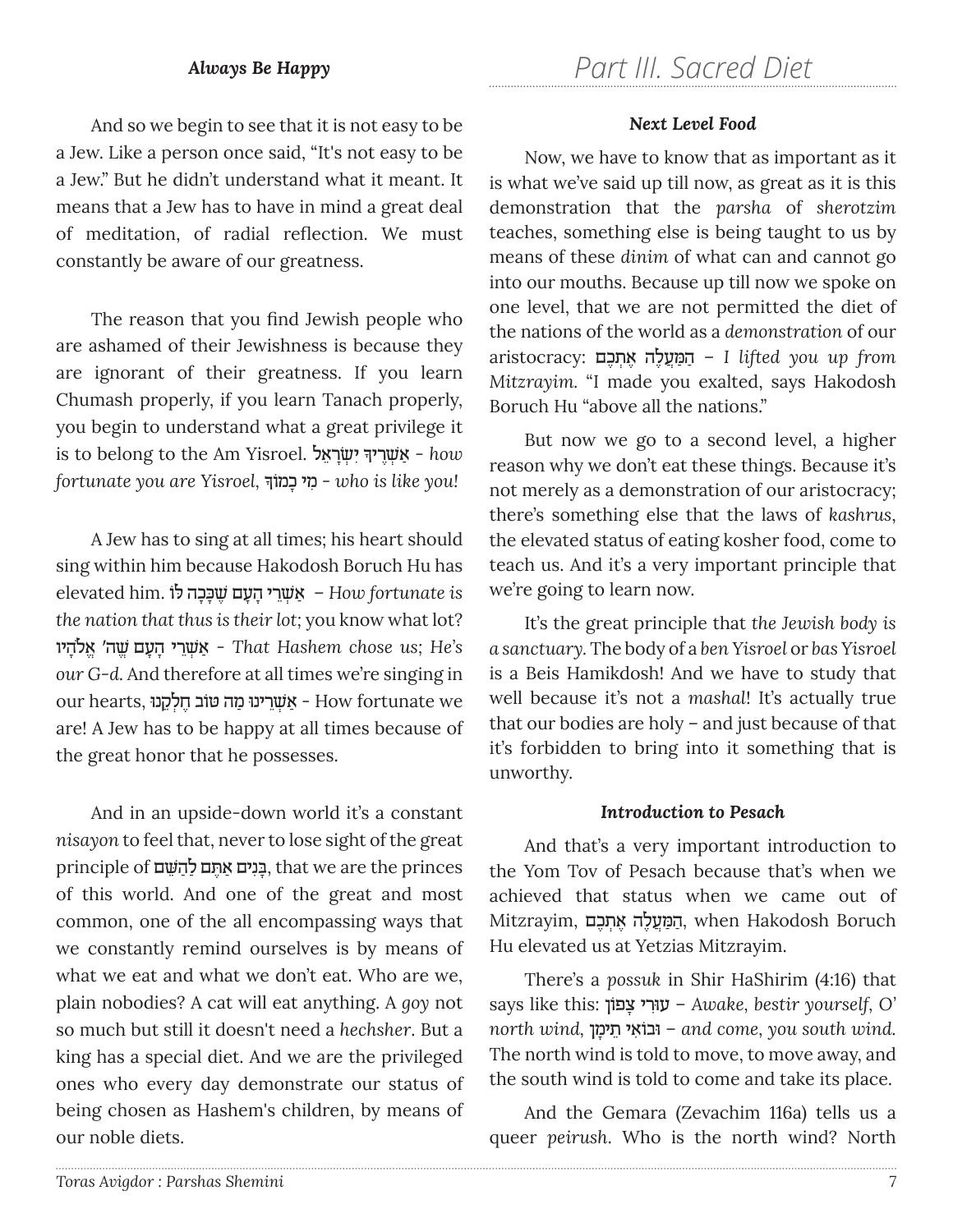### Always Be Happy

And so we begin to see that it is not easy to be a Jew. Like a person once said, "It's not easy to be a Jew." But he didn't understand what it meant. It means that a Jew has to have in mind a great deal of meditation, of radial reflection. We must constantly be aware of our greatness.

The reason that you find Jewish people who are ashamed of their Jewishness is because they are ignorant of their greatness. If you learn Chumash properly, if you learn Tanach properly, you begin to understand what a great privilege it is to belong to the Am Yisroel. אַשְׁרֶיךָ יִשְׂרָאֵל - *how fortunate you are Yisroel*, מִי כָמוֹךָ - *who is like you!*

A Jew has to sing at all times; his heart should sing within him because Hakodosh Boruch Hu has elevated him. אַשְׁרֵי הָעָם שֶׁכָּכָה לּוֹ – *How fortunate is the nation that thus is their lot*; you know what lot? אַשְׁרֵי הָעָם שֶׁה׳ אֱלֹהָיו - *That Hashem chose us; He's our G-d.* And therefore at all times we're singing in our hearts, אַשְׁרֵינוּ מַה טּוֹב חֶלְקֵנוּ - How fortunate we are! A Jew has to be happy at all times because of the great honor that he possesses.

And in an upside-down world it's a constant *nisayon* to feel that, never to lose sight of the great principle of בָּנִים אַתֶּם לַהַשֵּׁם, that we are the princes of this world. And one of the great and most common, one of the all encompassing ways that we constantly remind ourselves is by means of what we eat and what we don't eat. Who are we, plain nobodies? A cat will eat anything. A *goy* not so much but still it doesn't need a *hechsher*. But a king has a special diet. And we are the privileged ones who every day demonstrate our status of being chosen as Hashem's children, by means of our noble diets.

## Part III. Sacred Diet

### Next Level Food

Now, we have to know that as important as it is what we've said up till now, as great as it is this demonstration that the *parsha* of *sherotzim* teaches, something else is being taught to us by means of these *dinim* of what can and cannot go into our mouths. Because up till now we spoke on one level, that we are not permitted the diet of the nations of the world as a *demonstration* of our aristocracy: הַמַּעֲלֶה אֶתְכֶם – *I lifted you up from Mitzrayim.* "I made you exalted, says Hakodosh Boruch Hu "above all the nations."

But now we go to a second level, a higher reason why we don't eat these things. Because it's not merely as a demonstration of our aristocracy; there's something else that the laws of *kashrus*, the elevated status of eating kosher food, come to teach us. And it's a very important principle that we're going to learn now.

It's the great principle that *the Jewish body is a sanctuary*. The body of a *ben Yisroel* or *bas Yisroel* is a Beis Hamikdosh! And we have to study that well because it's not a *mashal*! It's actually true that our bodies are holy – and just because of that it's forbidden to bring into it something that is unworthy.

### Introduction to Pesach

And that's a very important introduction to the Yom Tov of Pesach because that's when we achieved that status when we came out of Mitzrayim, הַמַּעֲלֶה אֶתְכֶם, when Hakodosh Boruch Hu elevated us at Yetzias Mitzrayim.

There's a *possuk* in Shir HaShirim (4:16) that says like this: עוּרִי צָפוֹן – *Awake, bestir yourself, O' north wind*, וּבוֹאִי תֵימָן – *and come, you south wind.* The north wind is told to move, to move away, and the south wind is told to come and take its place.

And the Gemara (Zevachim 116a) tells us a queer *peirush*. Who is the north wind? North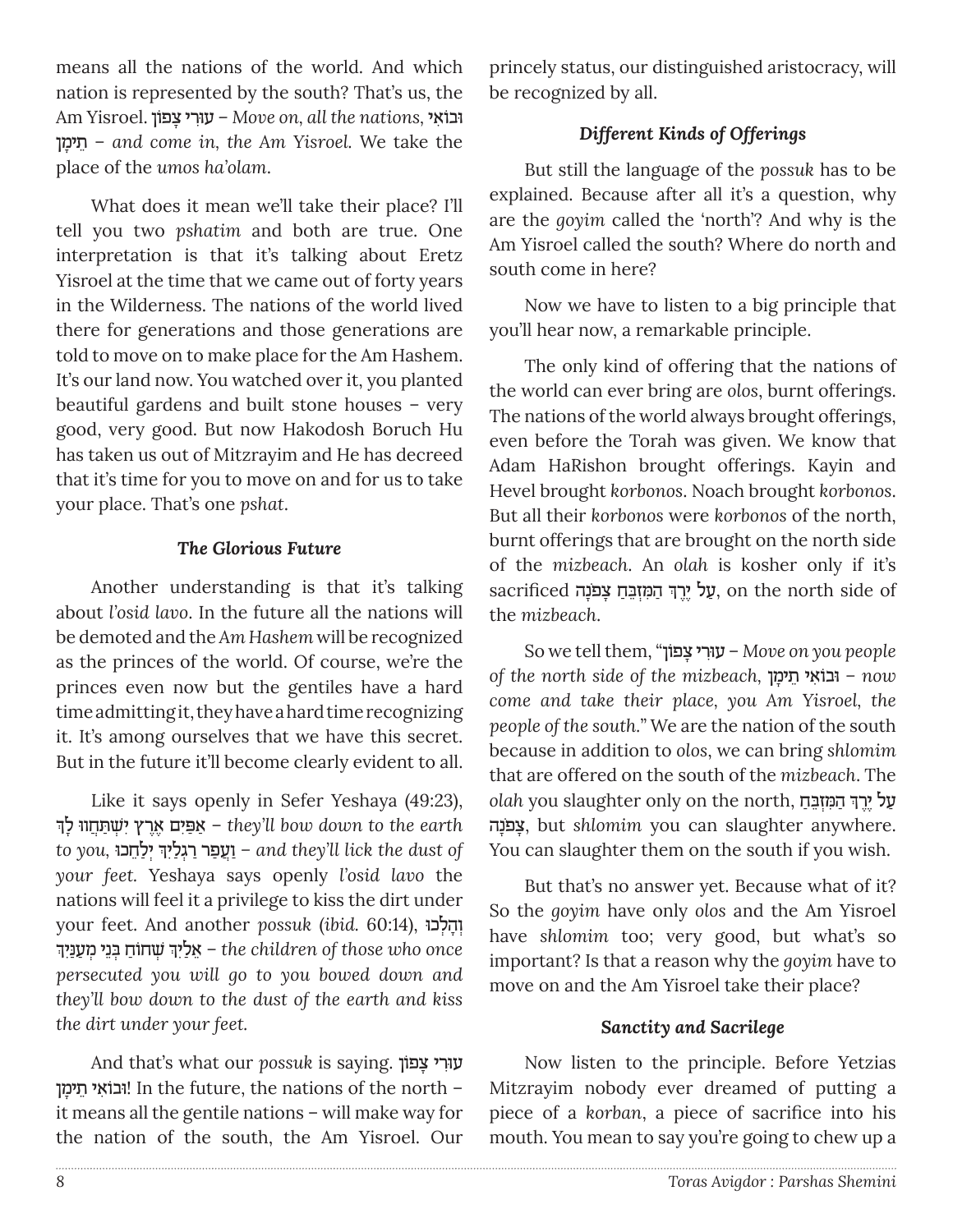means all the nations of the world. And which nation is represented by the south? That's us, the Am Yisroel. עוּרִי צָפוֹן – *Move on, all the nations*, וּבוֹאִי תֵימָן – *and come in, the Am Yisroel.* We take the place of the *umos ha'olam*.

What does it mean we'll take their place? I'll tell you two *pshatim* and both are true. One interpretation is that it's talking about Eretz Yisroel at the time that we came out of forty years in the Wilderness. The nations of the world lived there for generations and those generations are told to move on to make place for the Am Hashem. It's our land now. You watched over it, you planted beautiful gardens and built stone houses – very good, very good. But now Hakodosh Boruch Hu has taken us out of Mitzrayim and He has decreed that it's time for you to move on and for us to take your place. That's one *pshat*.

### *The Glorious Future*

Another understanding is that it's talking about *l'osid lavo*. In the future all the nations will be demoted and the *Am Hashem* will be recognized as the princes of the world. Of course, we're the princes even now but the gentiles have a hard time admitting it, they have a hard time recognizing it. It's among ourselves that we have this secret. But in the future it'll become clearly evident to all.

Like it says openly in Sefer Yeshaya (49:23), אַפַּיִם אֶרֶץ יִשְׁתַּחֲווּ לָךְ – *they'll bow down to the earth to you*, וַעֲפַר רַגְלַיִךְ יְלַחֵכוּ – *and they'll lick the dust of your feet.* Yeshaya says openly *l'osid lavo* the nations will feel it a privilege to kiss the dirt under your feet. And another *possuk* (*ibid.* 60:14), וְהָלְכוּ אֵלַיִךְ שְׁחוֹחַ בְּנֵי מְעַנַּיִךְ – *the children of those who once persecuted you will go to you bowed down and they'll bow down to the dust of the earth and kiss the dirt under your feet.*

And that's what our *possuk* is saying. עוּרִי צָפוֹן וּבוֹאִי תֵימָן! In the future, the nations of the north – it means all the gentile nations – will make way for the nation of the south, the Am Yisroel. Our princely status, our distinguished aristocracy, will be recognized by all.

### *Different Kinds of Offerings*

But still the language of the *possuk* has to be explained. Because after all it's a question, why are the *goyim* called the 'north'? And why is the Am Yisroel called the south? Where do north and south come in here?

Now we have to listen to a big principle that you'll hear now, a remarkable principle.

The only kind of offering that the nations of the world can ever bring are *olos*, burnt offerings. The nations of the world always brought offerings, even before the Torah was given. We know that Adam HaRishon brought offerings. Kayin and Hevel brought *korbonos*. Noach brought *korbonos*. But all their *korbonos* were *korbonos* of the north, burnt offerings that are brought on the north side of the *mizbeach*. An *olah* is kosher only if it's sacrificed עַל יֶרֶךְ הַמִּזְבֵּחַ צָפֹנָה, on the north side of the *mizbeach*.

So we tell them, "עוּרִי צָפוֹן – *Move on you people of the north side of the mizbeach*, וּבוֹאִי תֵימָן – *now come and take their place, you Am Yisroel, the people of the south.*" We are the nation of the south because in addition to *olos*, we can bring *shlomim* that are offered on the south of the *mizbeach*. The *olah* you slaughter only on the north, עַל יֶרֶךְ הַמִּזְבֵּחַ צָפֹנָה, but *shlomim* you can slaughter anywhere. You can slaughter them on the south if you wish.

But that's no answer yet. Because what of it? So the *goyim* have only *olos* and the Am Yisroel have *shlomim* too; very good, but what's so important? Is that a reason why the *goyim* have to move on and the Am Yisroel take their place?

### *Sanctity and Sacrilege*

Now listen to the principle. Before Yetzias Mitzrayim nobody ever dreamed of putting a piece of a *korban*, a piece of sacrifice into his mouth. You mean to say you're going to chew up a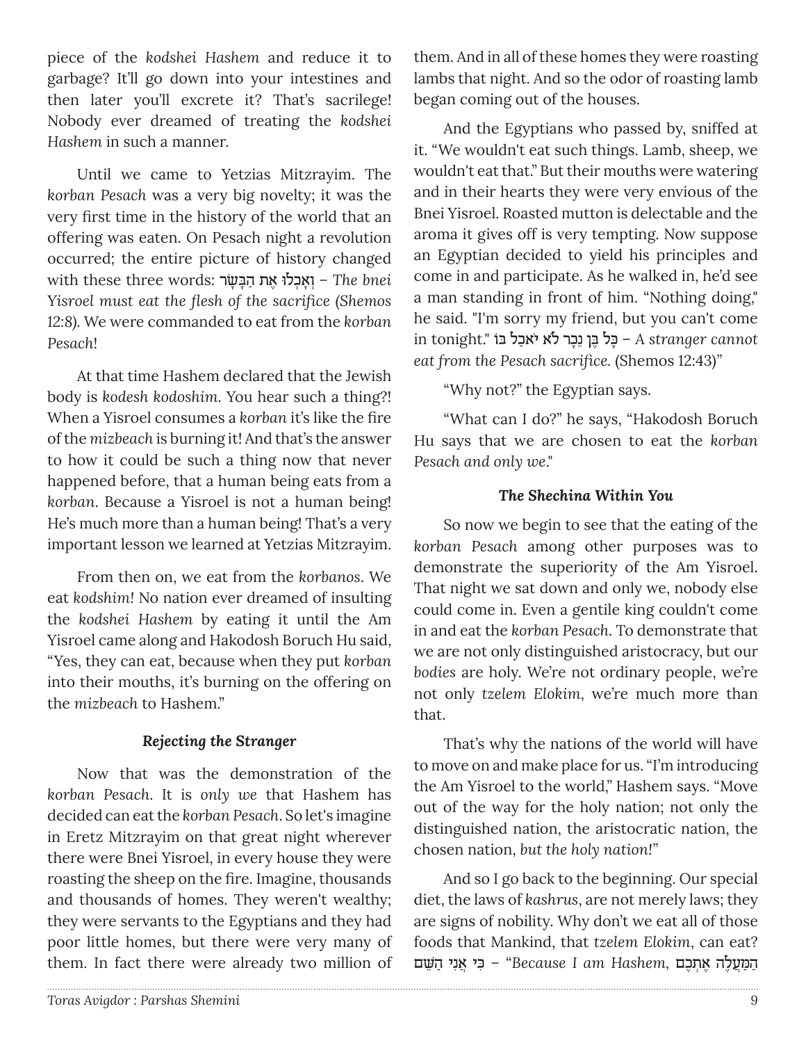piece of the *kodshei Hashem* and reduce it to garbage? It'll go down into your intestines and then later you'll excrete it? That's sacrilege! Nobody ever dreamed of treating the *kodshei Hashem* in such a manner.

Until we came to Yetzias Mitzrayim. The *korban Pesach* was a very big novelty; it was the very first time in the history of the world that an offering was eaten. On Pesach night a revolution occurred; the entire picture of history changed with these three words: וְאָכְלוּ אֶת הַבָּשָׂר – *The bnei Yisroel must eat the flesh of the sacrifice (Shemos 12:8)*. We were commanded to eat from the *korban Pesach*!

At that time Hashem declared that the Jewish body is *kodesh kodoshim*. You hear such a thing?! When a Yisroel consumes a *korban* it's like the fire of the *mizbeach* is burning it! And that's the answer to how it could be such a thing now that never happened before, that a human being eats from a *korban*. Because a Yisroel is not a human being! He's much more than a human being! That's a very important lesson we learned at Yetzias Mitzrayim.

From then on, we eat from the *korbanos*. We eat *kodshim*! No nation ever dreamed of insulting the *kodshei Hashem* by eating it until the Am Yisroel came along and Hakodosh Boruch Hu said, "Yes, they can eat, because when they put *korban* into their mouths, it's burning on the offering on the *mizbeach* to Hashem."

### *Rejecting the Stranger*

Now that was the demonstration of the *korban Pesach*. It is *only we* that Hashem has decided can eat the *korban Pesach*. So let's imagine in Eretz Mitzrayim on that great night wherever there were Bnei Yisroel, in every house they were roasting the sheep on the fire. Imagine, thousands and thousands of homes. They weren't wealthy; they were servants to the Egyptians and they had poor little homes, but there were very many of them. In fact there were already two million of them. And in all of these homes they were roasting lambs that night. And so the odor of roasting lamb began coming out of the houses.

And the Egyptians who passed by, sniffed at it. "We wouldn't eat such things. Lamb, sheep, we wouldn't eat that." But their mouths were watering and in their hearts they were very envious of the Bnei Yisroel. Roasted mutton is delectable and the aroma it gives off is very tempting. Now suppose an Egyptian decided to yield his principles and come in and participate. As he walked in, he'd see a man standing in front of him. "Nothing doing," he said. "I'm sorry my friend, but you can't come in tonight." כָּל בֶּן נֵכָר לֹא יֹאכַל בּוֹ – *A stranger cannot eat from the Pesach sacrifice.* (Shemos 12:43)"

"Why not?" the Egyptian says.

"What can I do?" he says, "Hakodosh Boruch Hu says that we are chosen to eat the *korban Pesach and only we*."

### *The Shechina Within You*

So now we begin to see that the eating of the *korban Pesach* among other purposes was to demonstrate the superiority of the Am Yisroel. That night we sat down and only we, nobody else could come in. Even a gentile king couldn't come in and eat the *korban Pesach*. To demonstrate that we are not only distinguished aristocracy, but our *bodies* are holy. We're not ordinary people, we're not only *tzelem Elokim*, we're much more than that.

That's why the nations of the world will have to move on and make place for us. "I'm introducing the Am Yisroel to the world," Hashem says. "Move out of the way for the holy nation; not only the distinguished nation, the aristocratic nation, the chosen nation, *but the holy nation!*"

And so I go back to the beginning. Our special diet, the laws of *kashrus*, are not merely laws; they are signs of nobility. Why don't we eat all of those foods that Mankind, that *tzelem Elokim*, can eat? כִּי אֲנִי הַשֵּׁם הַמַּעֲלֶה אֶתְכֶם – "*Because I am Hashem,*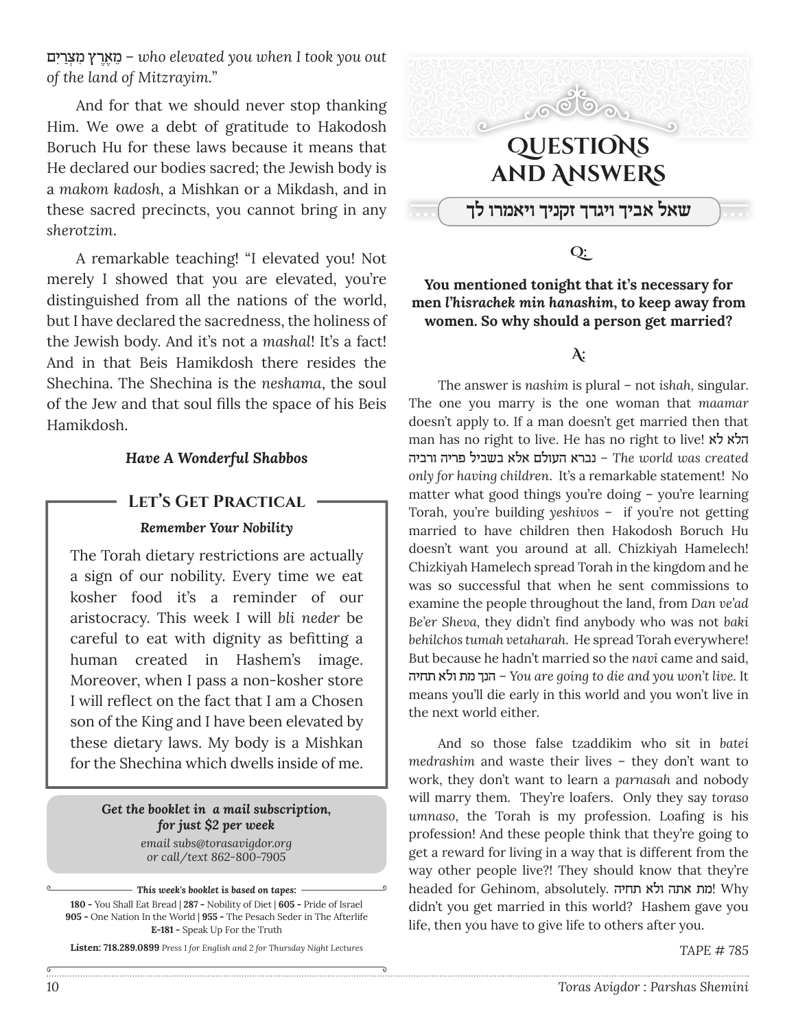מֵאֶרֶץ מִצְרָיִם – *who elevated you when I took you out of the land of Mitzrayim.*"

And for that we should never stop thanking Him. We owe a debt of gratitude to Hakodosh Boruch Hu for these laws because it means that He declared our bodies sacred; the Jewish body is a *makom kadosh*, a Mishkan or a Mikdash, and in these sacred precincts, you cannot bring in any *sherotzim*.

A remarkable teaching! "I elevated you! Not merely I showed that you are elevated, you're distinguished from all the nations of the world, but I have declared the sacredness, the holiness of the Jewish body. And it's not a *mashal*! It's a fact! And in that Beis Hamikdosh there resides the Shechina. The Shechina is the *neshama*, the soul of the Jew and that soul fills the space of his Beis Hamikdosh.

***Have A Wonderful Shabbos***

## Let's Get Practical

***Remember Your Nobility***

The Torah dietary restrictions are actually a sign of our nobility. Every time we eat kosher food it's a reminder of our aristocracy. This week I will *bli neder* be careful to eat with dignity as befitting a human created in Hashem's image. Moreover, when I pass a non-kosher store I will reflect on the fact that I am a Chosen son of the King and I have been elevated by these dietary laws. My body is a Mishkan for the Shechina which dwells inside of me.

***Get the booklet in a mail subscription, for just $2 per week***
*email subs@torasavigdor.org or call/text 862-800-7905*

***This week's booklet is based on tapes:***
**180 -** You Shall Eat Bread | **287 -** Nobility of Diet | **605 -** Pride of Israel
**905 -** One Nation In the World | **955 -** The Pesach Seder in The Afterlife
**E-181 -** Speak Up For the Truth

**Listen: 718.289.0899** *Press 1 for English and 2 for Thursday Night Lectures*

# Questions and Answers

## שאל אביך ויגדך זקניך ויאמרו לך

**Q:**

**You mentioned tonight that it's necessary for men *l'hisrachek min hanashim*, to keep away from women. So why should a person get married?**

**A:**

The answer is *nashim* is plural – not *ishah*, singular. The one you marry is the one woman that *maamar* doesn't apply to. If a man doesn't get married then that man has no right to live. He has no right to live! הלא לא נברא העולם אלא בשביל פריה ורביה – *The world was created only for having children.* It's a remarkable statement! No matter what good things you're doing – you're learning Torah, you're building *yeshivos* – if you're not getting married to have children then Hakodosh Boruch Hu doesn't want you around at all. Chizkiyah Hamelech! Chizkiyah Hamelech spread Torah in the kingdom and he was so successful that when he sent commissions to examine the people throughout the land, from *Dan ve'ad Be'er Sheva*, they didn't find anybody who was not *baki behilchos tumah vetaharah.* He spread Torah everywhere! But because he hadn't married so the *navi* came and said, הנך מת ולא תחיה – *You are going to die and you won't live.* It means you'll die early in this world and you won't live in the next world either.

And so those false tzaddikim who sit in *batei medrashim* and waste their lives – they don't want to work, they don't want to learn a *parnasah* and nobody will marry them. They're loafers. Only they say *toraso umnaso*, the Torah is my profession. Loafing is his profession! And these people think that they're going to get a reward for living in a way that is different from the way other people live?! They should know that they're headed for Gehinom, absolutely. מת אתה ולא תחיה! Why didn't you get married in this world? Hashem gave you life, then you have to give life to others after you.

TAPE # 785